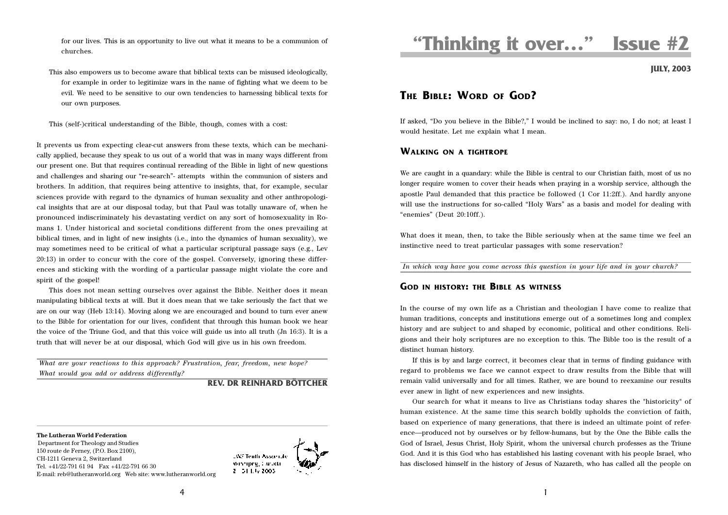for our lives. This is an opportunity to live out what it means to be a communion of churches.

This also empowers us to become aware that biblical texts can be misused ideologically, for example in order to legitimize wars in the name of fighting what we deem to be evil. We need to be sensitive to our own tendencies to harnessing biblical texts for our own purposes.

This (self-)critical understanding of the Bible, though, comes with a cost:

It prevents us from expecting clear-cut answers from these texts, which can be mechanically applied, because they speak to us out of a world that was in many ways different from our present one. But that requires continual rereading of the Bible in light of new questions and challenges and sharing our "re-search"- attempts within the communion of sisters and brothers. In addition, that requires being attentive to insights, that, for example, secular sciences provide with regard to the dynamics of human sexuality and other anthropological insights that are at our disposal today, but that Paul was totally unaware of, when he pronounced indiscriminately his devastating verdict on any sort of homosexuality in Romans 1. Under historical and societal conditions different from the ones prevailing at biblical times, and in light of new insights (i.e., into the dynamics of human sexuality), we may sometimes need to be critical of what a particular scriptural passage says (e.g., Lev 20:13) in order to concur with the core of the gospel. Conversely, ignoring these differences and sticking with the wording of a particular passage might violate the core and spirit of the gospel!

This does not mean setting ourselves over against the Bible. Neither does it mean manipulating biblical texts at will. But it does mean that we take seriously the fact that we are on our way (Heb 13:14). Moving along we are encouraged and bound to turn ever anew to the Bible for orientation for our lives, confident that through this human book we hear the voice of the Triune God, and that this voice will guide us into all truth (Jn 16:3). It is a truth that will never be at our disposal, which God will give us in his own freedom.

*What are your reactions to this approach? Frustration, fear, freedom, new hope? What would you add or address differently?*

**REV. DR REINHARD BÖTTCHER**

**The Lutheran World Federation**
Department for Theology and Studies
150 route de Ferney, (P.O. Box 2100),
CH-1211 Geneva 2, Switzerland
Tel. +41/22-791 61 94 Fax +41/22-791 66 30
E-mail: reb@lutheranworld.org Web site: www.lutheranworld.org

# "Thinking it over…" Issue #2

**JULY, 2003**

## THE BIBLE: WORD OF GOD?

If asked, "Do you believe in the Bible?," I would be inclined to say: no, I do not; at least I would hesitate. Let me explain what I mean.

### WALKING ON A TIGHTROPE

We are caught in a quandary: while the Bible is central to our Christian faith, most of us no longer require women to cover their heads when praying in a worship service, although the apostle Paul demanded that this practice be followed (1 Cor 11:2ff.). And hardly anyone will use the instructions for so-called "Holy Wars" as a basis and model for dealing with "enemies" (Deut 20:10ff.).

What does it mean, then, to take the Bible seriously when at the same time we feel an instinctive need to treat particular passages with some reservation?

*In which way have you come across this question in your life and in your church?*

### GOD IN HISTORY: THE BIBLE AS WITNESS

In the course of my own life as a Christian and theologian I have come to realize that human traditions, concepts and institutions emerge out of a sometimes long and complex history and are subject to and shaped by economic, political and other conditions. Religions and their holy scriptures are no exception to this. The Bible too is the result of a distinct human history.

If this is by and large correct, it becomes clear that in terms of finding guidance with regard to problems we face we cannot expect to draw results from the Bible that will remain valid universally and for all times. Rather, we are bound to reexamine our results ever anew in light of new experiences and new insights.

Our search for what it means to live as Christians today shares the "historicity" of human existence. At the same time this search boldly upholds the conviction of faith, based on experience of many generations, that there is indeed an ultimate point of reference—produced not by ourselves or by fellow-humans, but by the One the Bible calls the God of Israel, Jesus Christ, Holy Spirit, whom the universal church professes as the Triune God. And it is this God who has established his lasting covenant with his people Israel, who has disclosed himself in the history of Jesus of Nazareth, who has called all the people on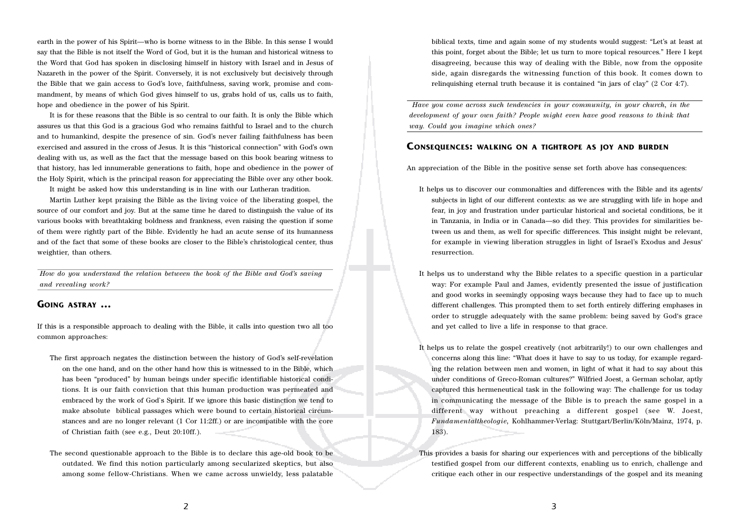earth in the power of his Spirit—who is borne witness to in the Bible. In this sense I would say that the Bible is not itself the Word of God, but it is the human and historical witness to the Word that God has spoken in disclosing himself in history with Israel and in Jesus of Nazareth in the power of the Spirit. Conversely, it is not exclusively but decisively through the Bible that we gain access to God's love, faithfulness, saving work, promise and commandment, by means of which God gives himself to us, grabs hold of us, calls us to faith, hope and obedience in the power of his Spirit.

It is for these reasons that the Bible is so central to our faith. It is only the Bible which assures us that this God is a gracious God who remains faithful to Israel and to the church and to humankind, despite the presence of sin. God's never failing faithfulness has been exercised and assured in the cross of Jesus. It is this "historical connection" with God's own dealing with us, as well as the fact that the message based on this book bearing witness to that history, has led innumerable generations to faith, hope and obedience in the power of the Holy Spirit, which is the principal reason for appreciating the Bible over any other book.

It might be asked how this understanding is in line with our Lutheran tradition.

Martin Luther kept praising the Bible as the living voice of the liberating gospel, the source of our comfort and joy. But at the same time he dared to distinguish the value of its various books with breathtaking boldness and frankness, even raising the question if some of them were rightly part of the Bible. Evidently he had an acute sense of its humanness and of the fact that some of these books are closer to the Bible's christological center, thus weightier, than others.

*How do you understand the relation between the book of the Bible and God's saving and revealing work?*

## Going astray ...

If this is a responsible approach to dealing with the Bible, it calls into question two all too common approaches:

The first approach negates the distinction between the history of God's self-revelation on the one hand, and on the other hand how this is witnessed to in the Bible, which has been "produced" by human beings under specific identifiable historical conditions. It is our faith conviction that this human production was permeated and embraced by the work of God`s Spirit. If we ignore this basic distinction we tend to make absolute biblical passages which were bound to certain historical circumstances and are no longer relevant (1 Cor 11:2ff.) or are incompatible with the core of Christian faith (see e.g., Deut 20:10ff.).

The second questionable approach to the Bible is to declare this age-old book to be outdated. We find this notion particularly among secularized skeptics, but also among some fellow-Christians. When we came across unwieldy, less palatable biblical texts, time and again some of my students would suggest: "Let's at least at this point, forget about the Bible; let us turn to more topical resources." Here I kept disagreeing, because this way of dealing with the Bible, now from the opposite side, again disregards the witnessing function of this book. It comes down to relinquishing eternal truth because it is contained "in jars of clay" (2 Cor 4:7).

*Have you come across such tendencies in your community, in your church, in the development of your own faith? People might even have good reasons to think that way. Could you imagine which ones?*

## Consequences: walking on a tightrope as joy and burden

An appreciation of the Bible in the positive sense set forth above has consequences:

It helps us to discover our commonalties and differences with the Bible and its agents/ subjects in light of our different contexts: as we are struggling with life in hope and fear, in joy and frustration under particular historical and societal conditions, be it in Tanzania, in India or in Canada—so did they. This provides for similarities between us and them, as well for specific differences. This insight might be relevant, for example in viewing liberation struggles in light of Israel's Exodus and Jesus' resurrection.

It helps us to understand why the Bible relates to a specific question in a particular way: For example Paul and James, evidently presented the issue of justification and good works in seemingly opposing ways because they had to face up to much different challenges. This prompted them to set forth entirely differing emphases in order to struggle adequately with the same problem: being saved by God's grace and yet called to live a life in response to that grace.

It helps us to relate the gospel creatively (not arbitrarily!) to our own challenges and concerns along this line: "What does it have to say to us today, for example regarding the relation between men and women, in light of what it had to say about this under conditions of Greco-Roman cultures?" Wilfried Joest, a German scholar, aptly captured this hermeneutical task in the following way: The challenge for us today in communicating the message of the Bible is to preach the same gospel in a different way without preaching a different gospel (see W. Joest, *Fundamentaltheologie*, Kohlhammer-Verlag: Stuttgart/Berlin/Köln/Mainz, 1974, p. 183).

This provides a basis for sharing our experiences with and perceptions of the biblically testified gospel from our different contexts, enabling us to enrich, challenge and critique each other in our respective understandings of the gospel and its meaning